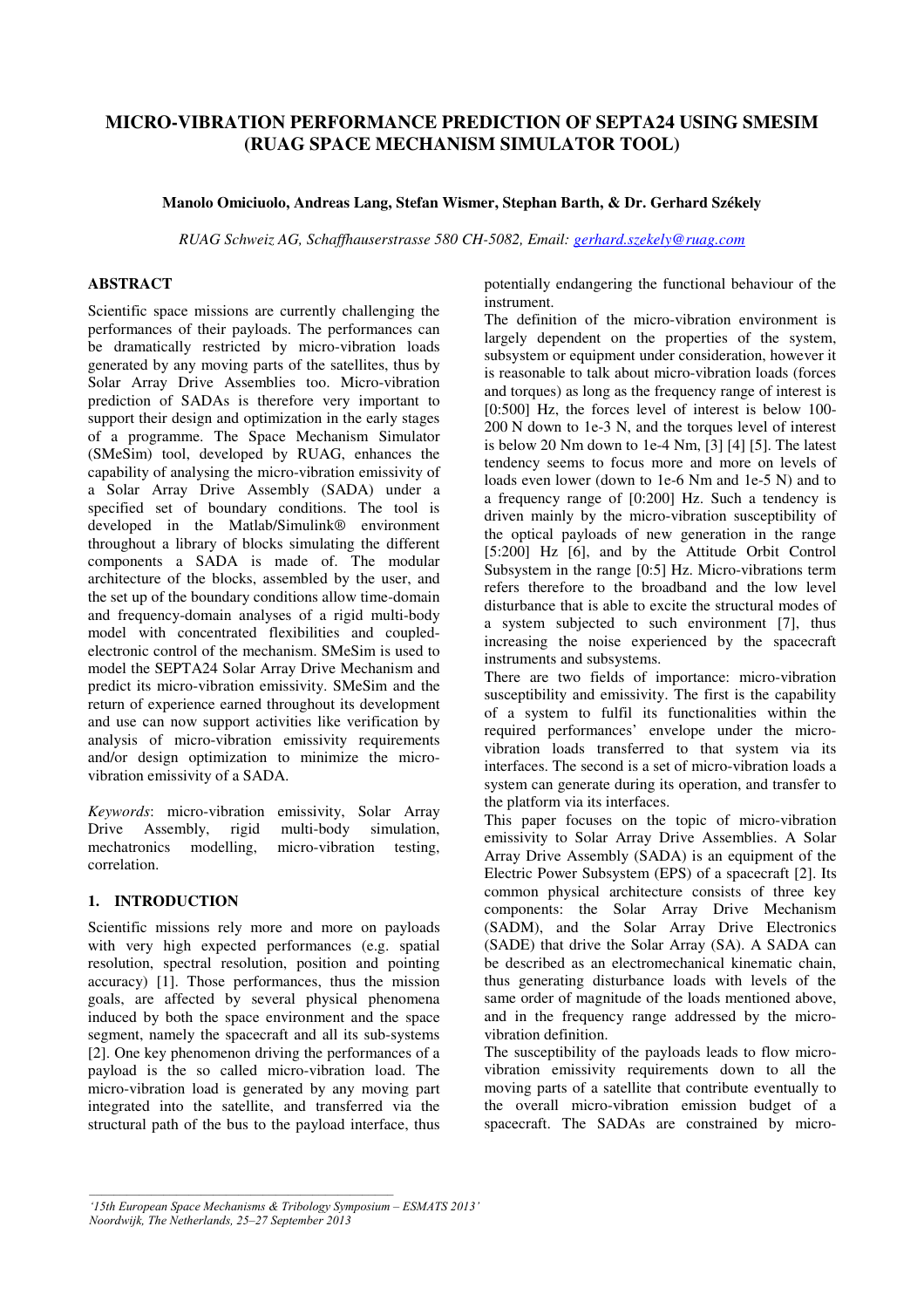# MICRO-VIBRATION PERFORMANCE PREDICTION OF SEPTA24 USING SMESIM (RUAG SPACE MECHANISM SIMULATOR TOOL)

**Manolo Omiciuolo, Andreas Lang, Stefan Wismer, Stephan Barth, & Dr. Gerhard Székely**

*RUAG Schweiz AG, Schaffhauserstrasse 580 CH-5082, Email: gerhard.szekely@ruag.com*

## ABSTRACT

Scientific space missions are currently challenging the performances of their payloads. The performances can be dramatically restricted by micro-vibration loads generated by any moving parts of the satellites, thus by Solar Array Drive Assemblies too. Micro-vibration prediction of SADAs is therefore very important to support their design and optimization in the early stages of a programme. The Space Mechanism Simulator (SMeSim) tool, developed by RUAG, enhances the capability of analysing the micro-vibration emissivity of a Solar Array Drive Assembly (SADA) under a specified set of boundary conditions. The tool is developed in the Matlab/Simulink® environment throughout a library of blocks simulating the different components a SADA is made of. The modular architecture of the blocks, assembled by the user, and the set up of the boundary conditions allow time-domain and frequency-domain analyses of a rigid multi-body model with concentrated flexibilities and coupled-electronic control of the mechanism. SMeSim is used to model the SEPTA24 Solar Array Drive Mechanism and predict its micro-vibration emissivity. SMeSim and the return of experience earned throughout its development and use can now support activities like verification by analysis of micro-vibration emissivity requirements and/or design optimization to minimize the micro-vibration emissivity of a SADA.

*Keywords*: micro-vibration emissivity, Solar Array Drive Assembly, rigid multi-body simulation, mechatronics modelling, micro-vibration testing, correlation.

## 1. INTRODUCTION

Scientific missions rely more and more on payloads with very high expected performances (e.g. spatial resolution, spectral resolution, position and pointing accuracy) [1]. Those performances, thus the mission goals, are affected by several physical phenomena induced by both the space environment and the space segment, namely the spacecraft and all its sub-systems [2]. One key phenomenon driving the performances of a payload is the so called micro-vibration load. The micro-vibration load is generated by any moving part integrated into the satellite, and transferred via the structural path of the bus to the payload interface, thus potentially endangering the functional behaviour of the instrument.

The definition of the micro-vibration environment is largely dependent on the properties of the system, subsystem or equipment under consideration, however it is reasonable to talk about micro-vibration loads (forces and torques) as long as the frequency range of interest is [0:500] Hz, the forces level of interest is below 100-200 N down to 1e-3 N, and the torques level of interest is below 20 Nm down to 1e-4 Nm, [3] [4] [5]. The latest tendency seems to focus more and more on levels of loads even lower (down to 1e-6 Nm and 1e-5 N) and to a frequency range of [0:200] Hz. Such a tendency is driven mainly by the micro-vibration susceptibility of the optical payloads of new generation in the range [5:200] Hz [6], and by the Attitude Orbit Control Subsystem in the range [0:5] Hz. Micro-vibrations term refers therefore to the broadband and the low level disturbance that is able to excite the structural modes of a system subjected to such environment [7], thus increasing the noise experienced by the spacecraft instruments and subsystems.

There are two fields of importance: micro-vibration susceptibility and emissivity. The first is the capability of a system to fulfil its functionalities within the required performances' envelope under the micro-vibration loads transferred to that system via its interfaces. The second is a set of micro-vibration loads a system can generate during its operation, and transfer to the platform via its interfaces.

This paper focuses on the topic of micro-vibration emissivity to Solar Array Drive Assemblies. A Solar Array Drive Assembly (SADA) is an equipment of the Electric Power Subsystem (EPS) of a spacecraft [2]. Its common physical architecture consists of three key components: the Solar Array Drive Mechanism (SADM), and the Solar Array Drive Electronics (SADE) that drive the Solar Array (SA). A SADA can be described as an electromechanical kinematic chain, thus generating disturbance loads with levels of the same order of magnitude of the loads mentioned above, and in the frequency range addressed by the micro-vibration definition.

The susceptibility of the payloads leads to flow micro-vibration emissivity requirements down to all the moving parts of a satellite that contribute eventually to the overall micro-vibration emission budget of a spacecraft. The SADAs are constrained by micro-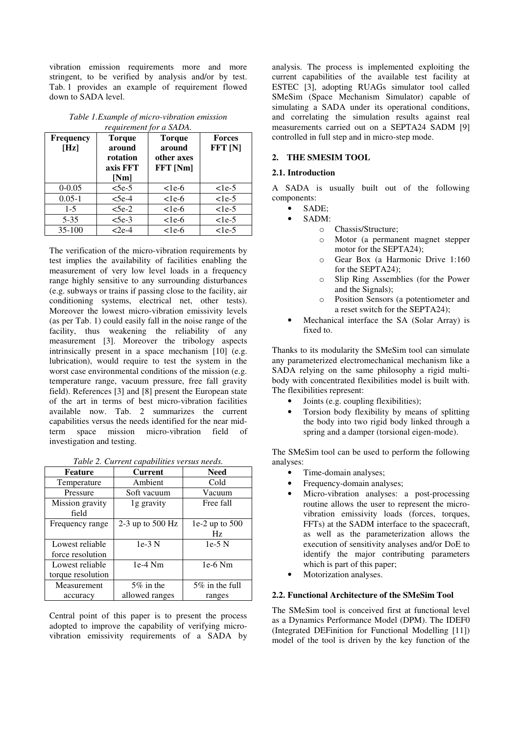vibration emission requirements more and more stringent, to be verified by analysis and/or by test. Tab. 1 provides an example of requirement flowed down to SADA level.

*Table 1.Example of micro-vibration emission requirement for a SADA.*

| Frequency [Hz] | Torque around rotation axis FFT [Nm] | Torque around other axes FFT [Nm] | Forces FFT [N] |
|---|---|---|---|
| 0-0.05 | <5e-5 | <1e-6 | <1e-5 |
| 0.05-1 | <5e-4 | <1e-6 | <1e-5 |
| 1-5 | <5e-2 | <1e-6 | <1e-5 |
| 5-35 | <5e-3 | <1e-6 | <1e-5 |
| 35-100 | <2e-4 | <1e-6 | <1e-5 |

The verification of the micro-vibration requirements by test implies the availability of facilities enabling the measurement of very low level loads in a frequency range highly sensitive to any surrounding disturbances (e.g. subways or trains if passing close to the facility, air conditioning systems, electrical net, other tests). Moreover the lowest micro-vibration emissivity levels (as per Tab. 1) could easily fall in the noise range of the facility, thus weakening the reliability of any measurement [3]. Moreover the tribology aspects intrinsically present in a space mechanism [10] (e.g. lubrication), would require to test the system in the worst case environmental conditions of the mission (e.g. temperature range, vacuum pressure, free fall gravity field). References [3] and [8] present the European state of the art in terms of best micro-vibration facilities available now. Tab. 2 summarizes the current capabilities versus the needs identified for the near mid-term space mission micro-vibration field of investigation and testing.

*Table 2. Current capabilities versus needs.*

| Feature | Current | Need |
|---|---|---|
| Temperature | Ambient | Cold |
| Pressure | Soft vacuum | Vacuum |
| Mission gravity field | 1g gravity | Free fall |
| Frequency range | 2-3 up to 500 Hz | 1e-2 up to 500 Hz |
| Lowest reliable force resolution | 1e-3 N | 1e-5 N |
| Lowest reliable torque resolution | 1e-4 Nm | 1e-6 Nm |
| Measurement accuracy | 5% in the allowed ranges | 5% in the full ranges |

Central point of this paper is to present the process adopted to improve the capability of verifying micro-vibration emissivity requirements of a SADA by analysis. The process is implemented exploiting the current capabilities of the available test facility at ESTEC [3], adopting RUAGs simulator tool called SMeSim (Space Mechanism Simulator) capable of simulating a SADA under its operational conditions, and correlating the simulation results against real measurements carried out on a SEPTA24 SADM [9] controlled in full step and in micro-step mode.

## 2. THE SMESIM TOOL

### 2.1. Introduction

A SADA is usually built out of the following components:

- SADE;
- SADM:
  - Chassis/Structure;
  - Motor (a permanent magnet stepper motor for the SEPTA24);
  - Gear Box (a Harmonic Drive 1:160 for the SEPTA24);
  - Slip Ring Assemblies (for the Power and the Signals);
  - Position Sensors (a potentiometer and a reset switch for the SEPTA24);
- Mechanical interface the SA (Solar Array) is fixed to.

Thanks to its modularity the SMeSim tool can simulate any parameterized electromechanical mechanism like a SADA relying on the same philosophy a rigid multi-body with concentrated flexibilities model is built with. The flexibilities represent:

- Joints (e.g. coupling flexibilities);
- Torsion body flexibility by means of splitting the body into two rigid body linked through a spring and a damper (torsional eigen-mode).

The SMeSim tool can be used to perform the following analyses:

- Time-domain analyses;
- Frequency-domain analyses;
- Micro-vibration analyses: a post-processing routine allows the user to represent the micro-vibration emissivity loads (forces, torques, FFTs) at the SADM interface to the spacecraft, as well as the parameterization allows the execution of sensitivity analyses and/or DoE to identify the major contributing parameters which is part of this paper;
- Motorization analyses.

### 2.2. Functional Architecture of the SMeSim Tool

The SMeSim tool is conceived first at functional level as a Dynamics Performance Model (DPM). The IDEF0 (Integrated DEFinition for Functional Modelling [11]) model of the tool is driven by the key function of the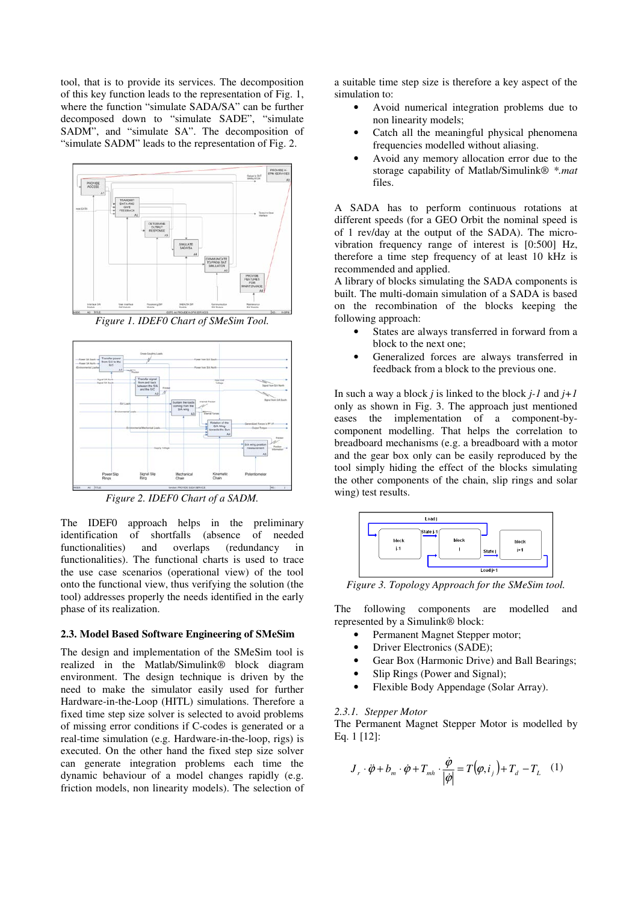tool, that is to provide its services. The decomposition of this key function leads to the representation of Fig. 1, where the function "simulate SADA/SA" can be further decomposed down to "simulate SADE", "simulate SADM", and "simulate SA". The decomposition of "simulate SADM" leads to the representation of Fig. 2.

*Figure 1. IDEF0 Chart of SMeSim Tool.*

*Figure 2. IDEF0 Chart of a SADM.*

The IDEF0 approach helps in the preliminary identification of shortfalls (absence of needed functionalities) and overlaps (redundancy in functionalities). The functional charts is used to trace the use case scenarios (operational view) of the tool onto the functional view, thus verifying the solution (the tool) addresses properly the needs identified in the early phase of its realization.

### 2.3. Model Based Software Engineering of SMeSim

The design and implementation of the SMeSim tool is realized in the Matlab/Simulink® block diagram environment. The design technique is driven by the need to make the simulator easily used for further Hardware-in-the-Loop (HITL) simulations. Therefore a fixed time step size solver is selected to avoid problems of missing error conditions if C-codes is generated or a real-time simulation (e.g. Hardware-in-the-loop, rigs) is executed. On the other hand the fixed step size solver can generate integration problems each time the dynamic behaviour of a model changes rapidly (e.g. friction models, non linearity models). The selection of a suitable time step size is therefore a key aspect of the simulation to:

- Avoid numerical integration problems due to non linearity models;
- Catch all the meaningful physical phenomena frequencies modelled without aliasing.
- Avoid any memory allocation error due to the storage capability of Matlab/Simulink® *\*.mat* files.

A SADA has to perform continuous rotations at different speeds (for a GEO Orbit the nominal speed is of 1 rev/day at the output of the SADA). The micro-vibration frequency range of interest is [0:500] Hz, therefore a time step frequency of at least 10 kHz is recommended and applied.

A library of blocks simulating the SADA components is built. The multi-domain simulation of a SADA is based on the recombination of the blocks keeping the following approach:

- States are always transferred in forward from a block to the next one;
- Generalized forces are always transferred in feedback from a block to the previous one.

In such a way a block *j* is linked to the block *j-1* and *j+1* only as shown in Fig. 3. The approach just mentioned eases the implementation of a component-by-component modelling. That helps the correlation to breadboard mechanisms (e.g. a breadboard with a motor and the gear box only can be easily reproduced by the tool simply hiding the effect of the blocks simulating the other components of the chain, slip rings and solar wing) test results.

*Figure 3. Topology Approach for the SMeSim tool.*

The following components are modelled and represented by a Simulink® block:

- Permanent Magnet Stepper motor;
- Driver Electronics (SADE);
- Gear Box (Harmonic Drive) and Ball Bearings;
- Slip Rings (Power and Signal);
- Flexible Body Appendage (Solar Array).

*2.3.1. Stepper Motor*

The Permanent Magnet Stepper Motor is modelled by Eq. 1 [12]:

$$J_r \cdot \ddot{\varphi} + b_m \cdot \dot{\varphi} + T_{mh} \cdot \frac{\dot{\varphi}}{|\dot{\varphi}|} = T(\varphi, i_j) + T_d - T_L \quad (1)$$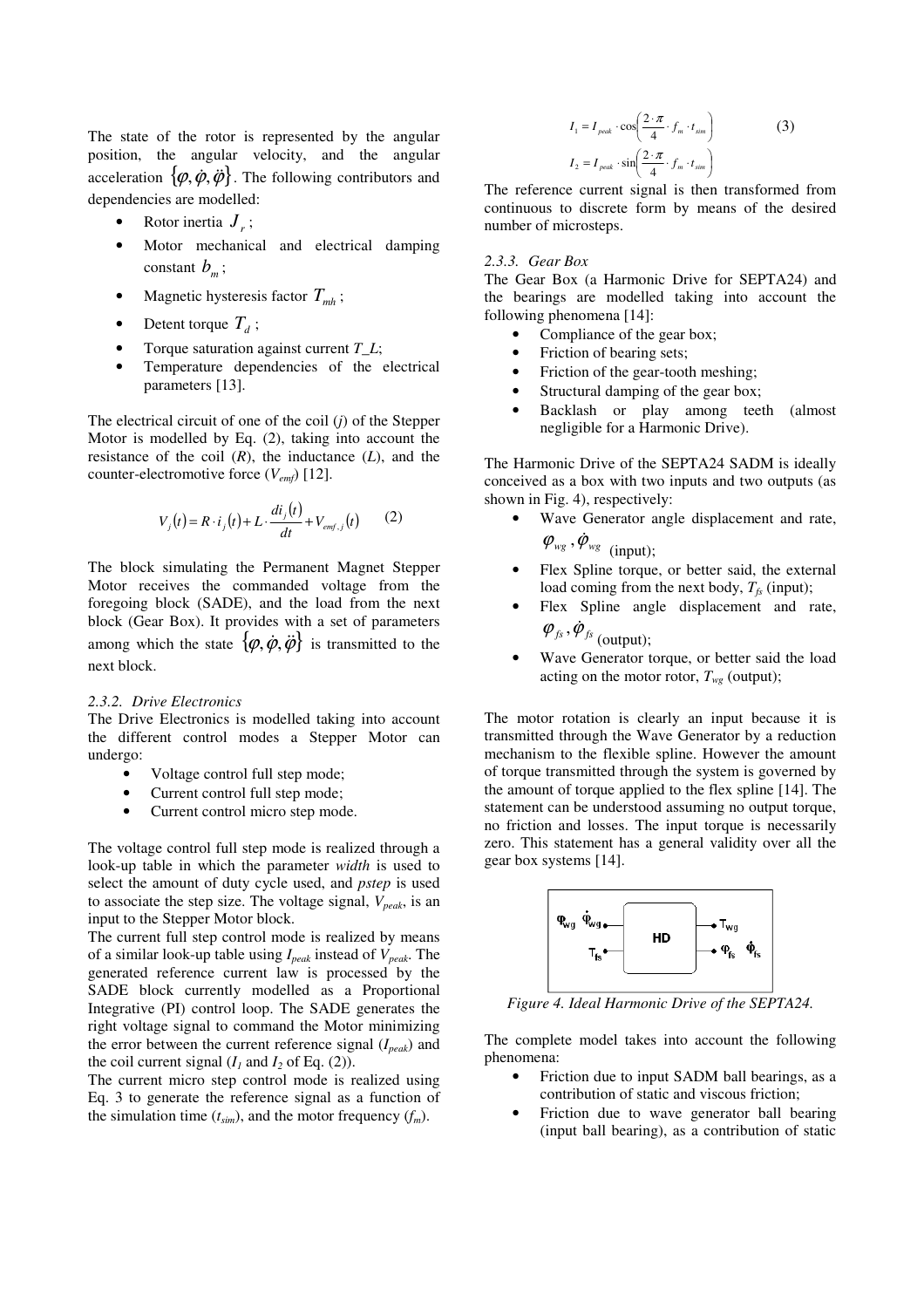The state of the rotor is represented by the angular position, the angular velocity, and the angular acceleration $\{\varphi, \dot{\varphi}, \ddot{\varphi}\}$. The following contributors and dependencies are modelled:

- Rotor inertia $J_r$;
- Motor mechanical and electrical damping constant $b_m$;
- Magnetic hysteresis factor $T_{mh}$;
- Detent torque $T_d$;
- Torque saturation against current $T\_L$;
- Temperature dependencies of the electrical parameters [13].

The electrical circuit of one of the coil ($j$) of the Stepper Motor is modelled by Eq. (2), taking into account the resistance of the coil ($R$), the inductance ($L$), and the counter-electromotive force ($V_{emf}$) [12].

$$V_j(t) = R \cdot i_j(t) + L \cdot \frac{di_j(t)}{dt} + V_{emf,j}(t) \qquad (2)$$

The block simulating the Permanent Magnet Stepper Motor receives the commanded voltage from the foregoing block (SADE), and the load from the next block (Gear Box). It provides with a set of parameters among which the state $\{\varphi, \dot{\varphi}, \ddot{\varphi}\}$ is transmitted to the next block.

#### 2.3.2. Drive Electronics

The Drive Electronics is modelled taking into account the different control modes a Stepper Motor can undergo:

- Voltage control full step mode;
- Current control full step mode;
- Current control micro step mode.

The voltage control full step mode is realized through a look-up table in which the parameter *width* is used to select the amount of duty cycle used, and *pstep* is used to associate the step size. The voltage signal, $V_{peak}$, is an input to the Stepper Motor block.

The current full step control mode is realized by means of a similar look-up table using $I_{peak}$ instead of $V_{peak}$. The generated reference current law is processed by the SADE block currently modelled as a Proportional Integrative (PI) control loop. The SADE generates the right voltage signal to command the Motor minimizing the error between the current reference signal ($I_{peak}$) and the coil current signal ($I_1$ and $I_2$ of Eq. (2)).

The current micro step control mode is realized using Eq. 3 to generate the reference signal as a function of the simulation time ($t_{sim}$), and the motor frequency ($f_m$).

$$I_1 = I_{peak} \cdot \cos\left(\frac{2 \cdot \pi}{4} \cdot f_m \cdot t_{sim}\right) \qquad (3)$$
$$I_2 = I_{peak} \cdot \sin\left(\frac{2 \cdot \pi}{4} \cdot f_m \cdot t_{sim}\right)$$

The reference current signal is then transformed from continuous to discrete form by means of the desired number of microsteps.

#### 2.3.3. Gear Box

The Gear Box (a Harmonic Drive for SEPTA24) and the bearings are modelled taking into account the following phenomena [14]:

- Compliance of the gear box;
- Friction of bearing sets;
- Friction of the gear-tooth meshing;
- Structural damping of the gear box;
- Backlash or play among teeth (almost negligible for a Harmonic Drive).

The Harmonic Drive of the SEPTA24 SADM is ideally conceived as a box with two inputs and two outputs (as shown in Fig. 4), respectively:

- Wave Generator angle displacement and rate, $\varphi_{wg}, \dot{\varphi}_{wg}$ (input);
- Flex Spline torque, or better said, the external load coming from the next body, $T_{fs}$ (input);
- Flex Spline angle displacement and rate, $\varphi_{fs}, \dot{\varphi}_{fs}$ (output);
- Wave Generator torque, or better said the load acting on the motor rotor, $T_{wg}$ (output);

The motor rotation is clearly an input because it is transmitted through the Wave Generator by a reduction mechanism to the flexible spline. However the amount of torque transmitted through the system is governed by the amount of torque applied to the flex spline [14]. The statement can be understood assuming no output torque, no friction and losses. The input torque is necessarily zero. This statement has a general validity over all the gear box systems [14].

*Figure 4. Ideal Harmonic Drive of the SEPTA24.*

The complete model takes into account the following phenomena:

- Friction due to input SADM ball bearings, as a contribution of static and viscous friction;
- Friction due to wave generator ball bearing (input ball bearing), as a contribution of static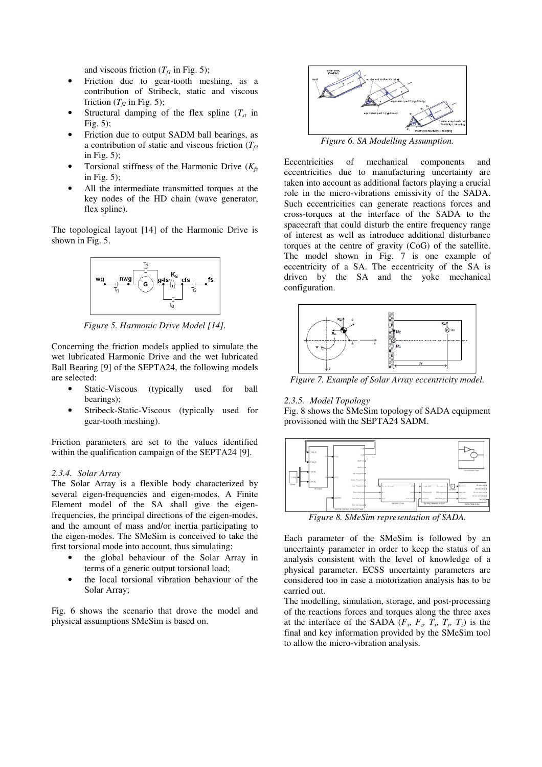and viscous friction ($T_{f1}$ in Fig. 5);

- Friction due to gear-tooth meshing, as a contribution of Stribeck, static and viscous friction ($T_{f2}$ in Fig. 5);
- Structural damping of the flex spline ($T_{st}$ in Fig. 5);
- Friction due to output SADM ball bearings, as a contribution of static and viscous friction ($T_{f3}$ in Fig. 5);
- Torsional stiffness of the Harmonic Drive ($K_{fs}$ in Fig. 5);
- All the intermediate transmitted torques at the key nodes of the HD chain (wave generator, flex spline).

The topological layout [14] of the Harmonic Drive is shown in Fig. 5.

Figure 5. Harmonic Drive Model [14].

Concerning the friction models applied to simulate the wet lubricated Harmonic Drive and the wet lubricated Ball Bearing [9] of the SEPTA24, the following models are selected:

- Static-Viscous (typically used for ball bearings);
- Stribeck-Static-Viscous (typically used for gear-tooth meshing).

Friction parameters are set to the values identified within the qualification campaign of the SEPTA24 [9].

### 2.3.4. Solar Array

The Solar Array is a flexible body characterized by several eigen-frequencies and eigen-modes. A Finite Element model of the SA shall give the eigen-frequencies, the principal directions of the eigen-modes, and the amount of mass and/or inertia participating to the eigen-modes. The SMeSim is conceived to take the first torsional mode into account, thus simulating:

- the global behaviour of the Solar Array in terms of a generic output torsional load;
- the local torsional vibration behaviour of the Solar Array;

Fig. 6 shows the scenario that drove the model and physical assumptions SMeSim is based on.

Figure 6. SA Modelling Assumption.

Eccentricities of mechanical components and eccentricities due to manufacturing uncertainty are taken into account as additional factors playing a crucial role in the micro-vibrations emissivity of the SADA. Such eccentricities can generate reactions forces and cross-torques at the interface of the SADA to the spacecraft that could disturb the entire frequency range of interest as well as introduce additional disturbance torques at the centre of gravity (CoG) of the satellite. The model shown in Fig. 7 is one example of eccentricity of a SA. The eccentricity of the SA is driven by the SA and the yoke mechanical configuration.

Figure 7. Example of Solar Array eccentricity model.

### 2.3.5. Model Topology

Fig. 8 shows the SMeSim topology of SADA equipment provisioned with the SEPTA24 SADM.

Figure 8. SMeSim representation of SADA.

Each parameter of the SMeSim is followed by an uncertainty parameter in order to keep the status of an analysis consistent with the level of knowledge of a physical parameter. ECSS uncertainty parameters are considered too in case a motorization analysis has to be carried out.

The modelling, simulation, storage, and post-processing of the reactions forces and torques along the three axes at the interface of the SADA ($F_x$, $F_z$, $T_x$, $T_y$, $T_z$) is the final and key information provided by the SMeSim tool to allow the micro-vibration analysis.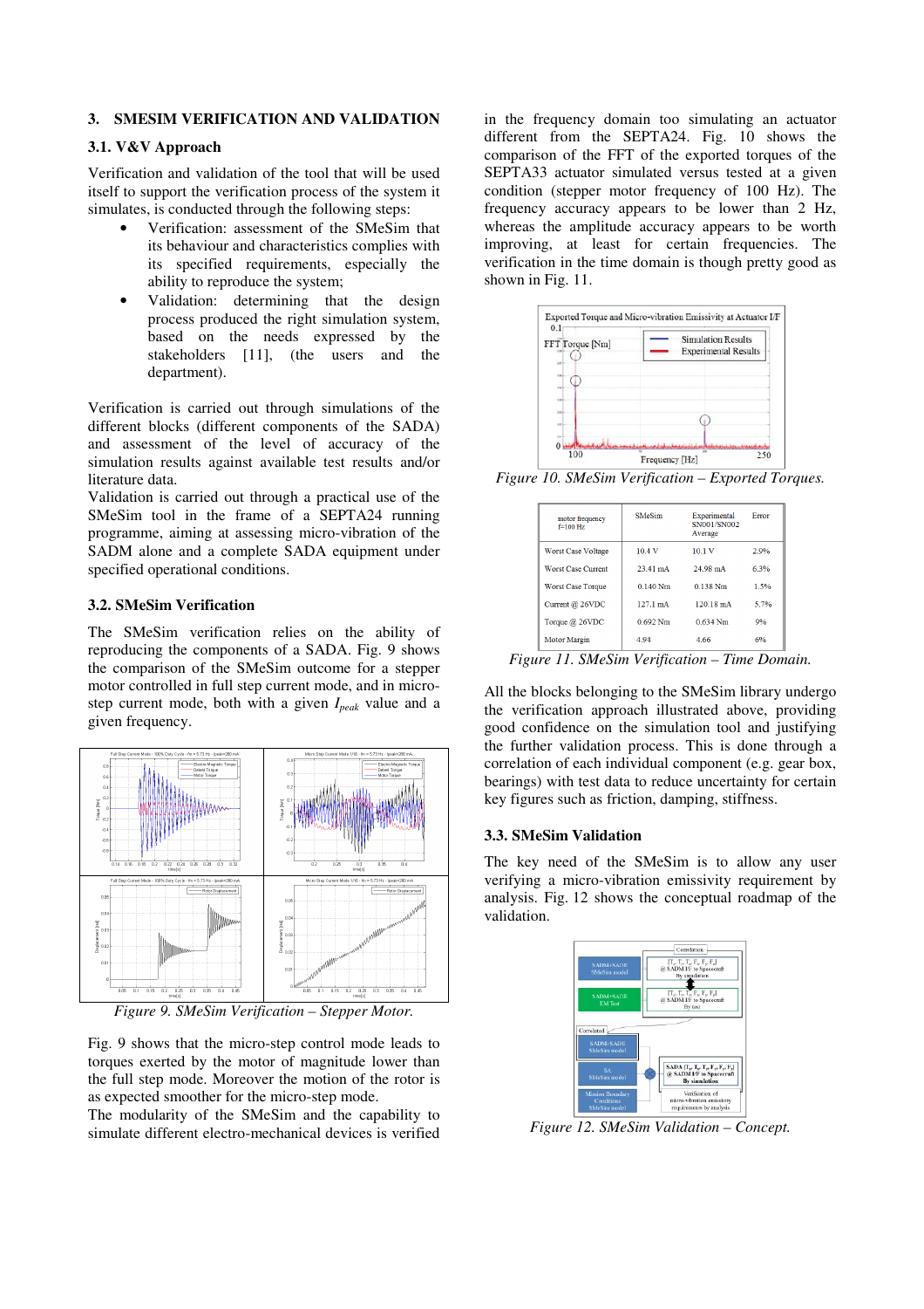## 3. SMESIM VERIFICATION AND VALIDATION

### 3.1. V&V Approach

Verification and validation of the tool that will be used itself to support the verification process of the system it simulates, is conducted through the following steps:

- Verification: assessment of the SMeSim that its behaviour and characteristics complies with its specified requirements, especially the ability to reproduce the system;
- Validation: determining that the design process produced the right simulation system, based on the needs expressed by the stakeholders [11], (the users and the department).

Verification is carried out through simulations of the different blocks (different components of the SADA) and assessment of the level of accuracy of the simulation results against available test results and/or literature data.

Validation is carried out through a practical use of the SMeSim tool in the frame of a SEPTA24 running programme, aiming at assessing micro-vibration of the SADM alone and a complete SADA equipment under specified operational conditions.

### 3.2. SMeSim Verification

The SMeSim verification relies on the ability of reproducing the components of a SADA. Fig. 9 shows the comparison of the SMeSim outcome for a stepper motor controlled in full step current mode, and in micro-step current mode, both with a given $I_{peak}$ value and a given frequency.

*Figure 9. SMeSim Verification – Stepper Motor.*

Fig. 9 shows that the micro-step control mode leads to torques exerted by the motor of magnitude lower than the full step mode. Moreover the motion of the rotor is as expected smoother for the micro-step mode.

The modularity of the SMeSim and the capability to simulate different electro-mechanical devices is verified in the frequency domain too simulating an actuator different from the SEPTA24. Fig. 10 shows the comparison of the FFT of the exported torques of the SEPTA33 actuator simulated versus tested at a given condition (stepper motor frequency of 100 Hz). The frequency accuracy appears to be lower than 2 Hz, whereas the amplitude accuracy appears to be worth improving, at least for certain frequencies. The verification in the time domain is though pretty good as shown in Fig. 11.

*Figure 10. SMeSim Verification – Exported Torques.*

| motor frequency f=100 Hz | SMeSim | Experimental SN001/SN002 Average | Error |
|---|---|---|---|
| Worst Case Voltage | 10.4 V | 10.1 V | 2.9% |
| Worst Case Current | 23.41 mA | 24.98 mA | 6.3% |
| Worst Case Torque | 0.140 Nm | 0.138 Nm | 1.5% |
| Current @ 26VDC | 127.1 mA | 120.18 mA | 5.7% |
| Torque @ 26VDC | 0.692 Nm | 0.634 Nm | 9% |
| Motor Margin | 4.94 | 4.66 | 6% |

*Figure 11. SMeSim Verification – Time Domain.*

All the blocks belonging to the SMeSim library undergo the verification approach illustrated above, providing good confidence on the simulation tool and justifying the further validation process. This is done through a correlation of each individual component (e.g. gear box, bearings) with test data to reduce uncertainty for certain key figures such as friction, damping, stiffness.

### 3.3. SMeSim Validation

The key need of the SMeSim is to allow any user verifying a micro-vibration emissivity requirement by analysis. Fig. 12 shows the conceptual roadmap of the validation.

*Figure 12. SMeSim Validation – Concept.*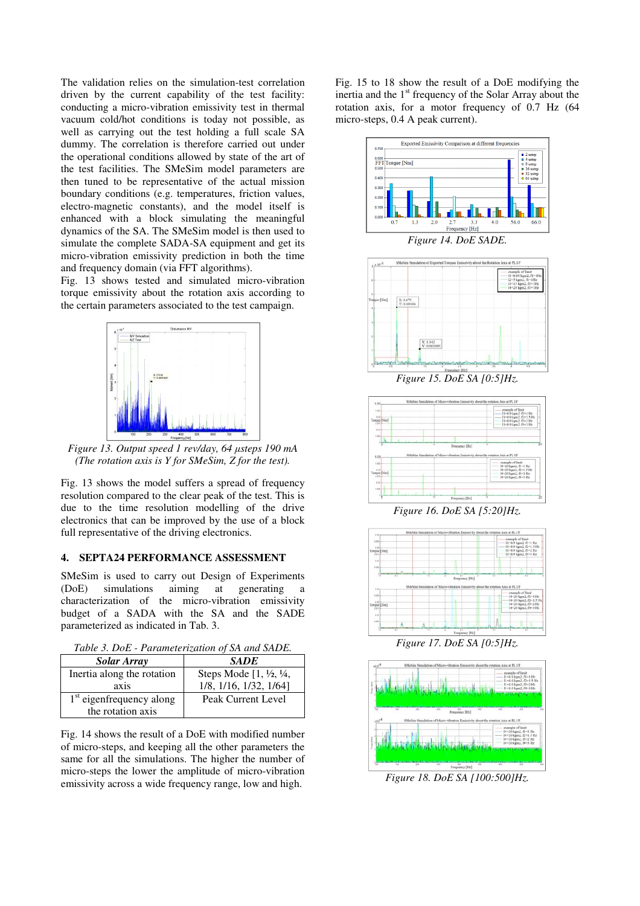The validation relies on the simulation-test correlation driven by the current capability of the test facility: conducting a micro-vibration emissivity test in thermal vacuum cold/hot conditions is today not possible, as well as carrying out the test holding a full scale SA dummy. The correlation is therefore carried out under the operational conditions allowed by state of the art of the test facilities. The SMeSim model parameters are then tuned to be representative of the actual mission boundary conditions (e.g. temperatures, friction values, electro-magnetic constants), and the model itself is enhanced with a block simulating the meaningful dynamics of the SA. The SMeSim model is then used to simulate the complete SADA-SA equipment and get its micro-vibration emission prediction in both the time and frequency domain (via FFT algorithms).

Fig. 13 shows tested and simulated micro-vibration torque emissivity about the rotation axis according to the certain parameters associated to the test campaign.

*Figure 13. Output speed 1 rev/day, 64 µsteps 190 mA (The rotation axis is Y for SMeSim, Z for the test).*

Fig. 13 shows the model suffers a spread of frequency resolution compared to the clear peak of the test. This is due to the time resolution modelling of the drive electronics that can be improved by the use of a block full representative of the driving electronics.

## 4. SEPTA24 PERFORMANCE ASSESSMENT

SMeSim is used to carry out Design of Experiments (DoE) simulations aiming at generating a characterization of the micro-vibration emissivity budget of a SADA with the SA and the SADE parameterized as indicated in Tab. 3.

*Table 3. DoE - Parameterization of SA and SADE.*

| *Solar Array* | *SADE* |
|---|---|
| Inertia along the rotation axis | Steps Mode [1, ½, ¼, 1/8, 1/16, 1/32, 1/64] |
| 1[st] eigenfrequency along the rotation axis | Peak Current Level |

Fig. 14 shows the result of a DoE with modified number of micro-steps, and keeping all the other parameters the same for all the simulations. The higher the number of micro-steps the lower the amplitude of micro-vibration emissivity across a wide frequency range, low and high.

Fig. 15 to 18 show the result of a DoE modifying the inertia and the 1[st] frequency of the Solar Array about the rotation axis, for a motor frequency of 0.7 Hz (64 micro-steps, 0.4 A peak current).

*Figure 14. DoE SADE.*

*Figure 15. DoE SA [0:5]Hz.*

*Figure 16. DoE SA [5:20]Hz.*

*Figure 17. DoE SA [0:5]Hz.*

*Figure 18. DoE SA [100:500]Hz.*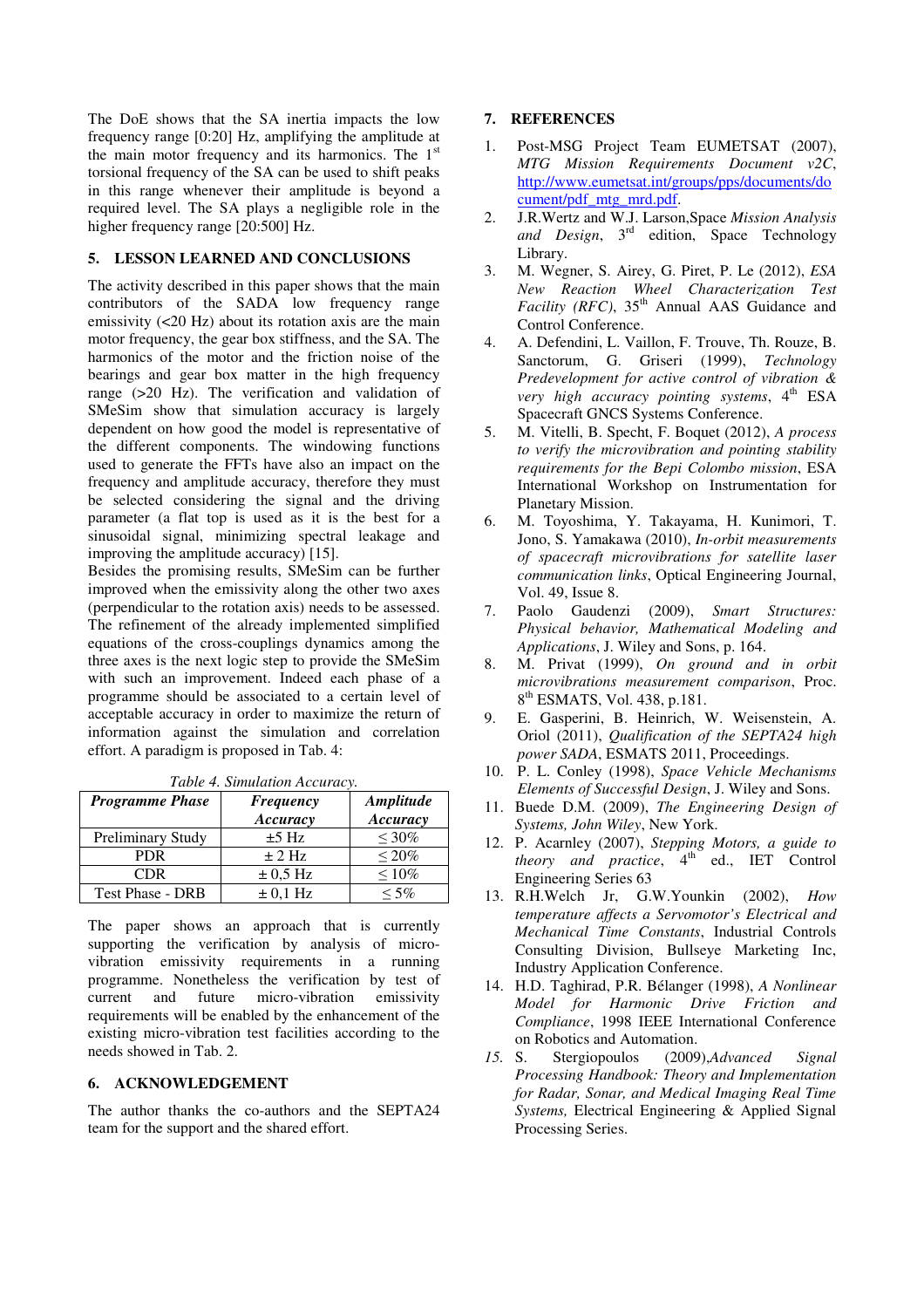The DoE shows that the SA inertia impacts the low frequency range [0:20] Hz, amplifying the amplitude at the main motor frequency and its harmonics. The 1st torsional frequency of the SA can be used to shift peaks in this range whenever their amplitude is beyond a required level. The SA plays a negligible role in the higher frequency range [20:500] Hz.

## 5. LESSON LEARNED AND CONCLUSIONS

The activity described in this paper shows that the main contributors of the SADA low frequency range emissivity (<20 Hz) about its rotation axis are the main motor frequency, the gear box stiffness, and the SA. The harmonics of the motor and the friction noise of the bearings and gear box matter in the high frequency range (>20 Hz). The verification and validation of SMeSim show that simulation accuracy is largely dependent on how good the model is representative of the different components. The windowing functions used to generate the FFTs have also an impact on the frequency and amplitude accuracy, therefore they must be selected considering the signal and the driving parameter (a flat top is used as it is the best for a sinusoidal signal, minimizing spectral leakage and improving the amplitude accuracy) [15].
Besides the promising results, SMeSim can be further improved when the emissivity along the other two axes (perpendicular to the rotation axis) needs to be assessed. The refinement of the already implemented simplified equations of the cross-couplings dynamics among the three axes is the next logic step to provide the SMeSim with such an improvement. Indeed each phase of a programme should be associated to a certain level of acceptable accuracy in order to maximize the return of information against the simulation and correlation effort. A paradigm is proposed in Tab. 4:

*Table 4. Simulation Accuracy.*

| ***Programme Phase*** | ***Frequency Accuracy*** | ***Amplitude Accuracy*** |
|---|---|---|
| Preliminary Study | ±5 Hz | ≤ 30% |
| PDR | ± 2 Hz | ≤ 20% |
| CDR | ± 0,5 Hz | ≤ 10% |
| Test Phase - DRB | ± 0,1 Hz | ≤ 5% |

The paper shows an approach that is currently supporting the verification by analysis of micro-vibration emissivity requirements in a running programme. Nonetheless the verification by test of current and future micro-vibration emissivity requirements will be enabled by the enhancement of the existing micro-vibration test facilities according to the needs showed in Tab. 2.

## 6. ACKNOWLEDGEMENT

The author thanks the co-authors and the SEPTA24 team for the support and the shared effort.

## 7. REFERENCES

1. Post-MSG Project Team EUMETSAT (2007), *MTG Mission Requirements Document v2C*, http://www.eumetsat.int/groups/pps/documents/document/pdf_mtg_mrd.pdf.
2. J.R.Wertz and W.J. Larson,Space *Mission Analysis and Design*, 3rd edition, Space Technology Library.
3. M. Wegner, S. Airey, G. Piret, P. Le (2012), *ESA New Reaction Wheel Characterization Test Facility (RFC)*, 35th Annual AAS Guidance and Control Conference.
4. A. Defendini, L. Vaillon, F. Trouve, Th. Rouze, B. Sanctorum, G. Griseri (1999), *Technology Predevelopment for active control of vibration & very high accuracy pointing systems*, 4th ESA Spacecraft GNCS Systems Conference.
5. M. Vitelli, B. Specht, F. Boquet (2012), *A process to verify the microvibration and pointing stability requirements for the Bepi Colombo mission*, ESA International Workshop on Instrumentation for Planetary Mission.
6. M. Toyoshima, Y. Takayama, H. Kunimori, T. Jono, S. Yamakawa (2010), *In-orbit measurements of spacecraft microvibrations for satellite laser communication links*, Optical Engineering Journal, Vol. 49, Issue 8.
7. Paolo Gaudenzi (2009), *Smart Structures: Physical behavior, Mathematical Modeling and Applications*, J. Wiley and Sons, p. 164.
8. M. Privat (1999), *On ground and in orbit microvibrations measurement comparison*, Proc. 8th ESMATS, Vol. 438, p.181.
9. E. Gasperini, B. Heinrich, W. Weisenstein, A. Oriol (2011), *Qualification of the SEPTA24 high power SADA*, ESMATS 2011, Proceedings.
10. P. L. Conley (1998), *Space Vehicle Mechanisms Elements of Successful Design*, J. Wiley and Sons.
11. Buede D.M. (2009), *The Engineering Design of Systems, John Wiley*, New York.
12. P. Acarnley (2007), *Stepping Motors, a guide to theory and practice*, 4th ed., IET Control Engineering Series 63
13. R.H.Welch Jr, G.W.Younkin (2002), *How temperature affects a Servomotor's Electrical and Mechanical Time Constants*, Industrial Controls Consulting Division, Bullseye Marketing Inc, Industry Application Conference.
14. H.D. Taghirad, P.R. Bélanger (1998), *A Nonlinear Model for Harmonic Drive Friction and Compliance*, 1998 IEEE International Conference on Robotics and Automation.
15. S. Stergiopoulos (2009),*Advanced Signal Processing Handbook: Theory and Implementation for Radar, Sonar, and Medical Imaging Real Time Systems,* Electrical Engineering & Applied Signal Processing Series.